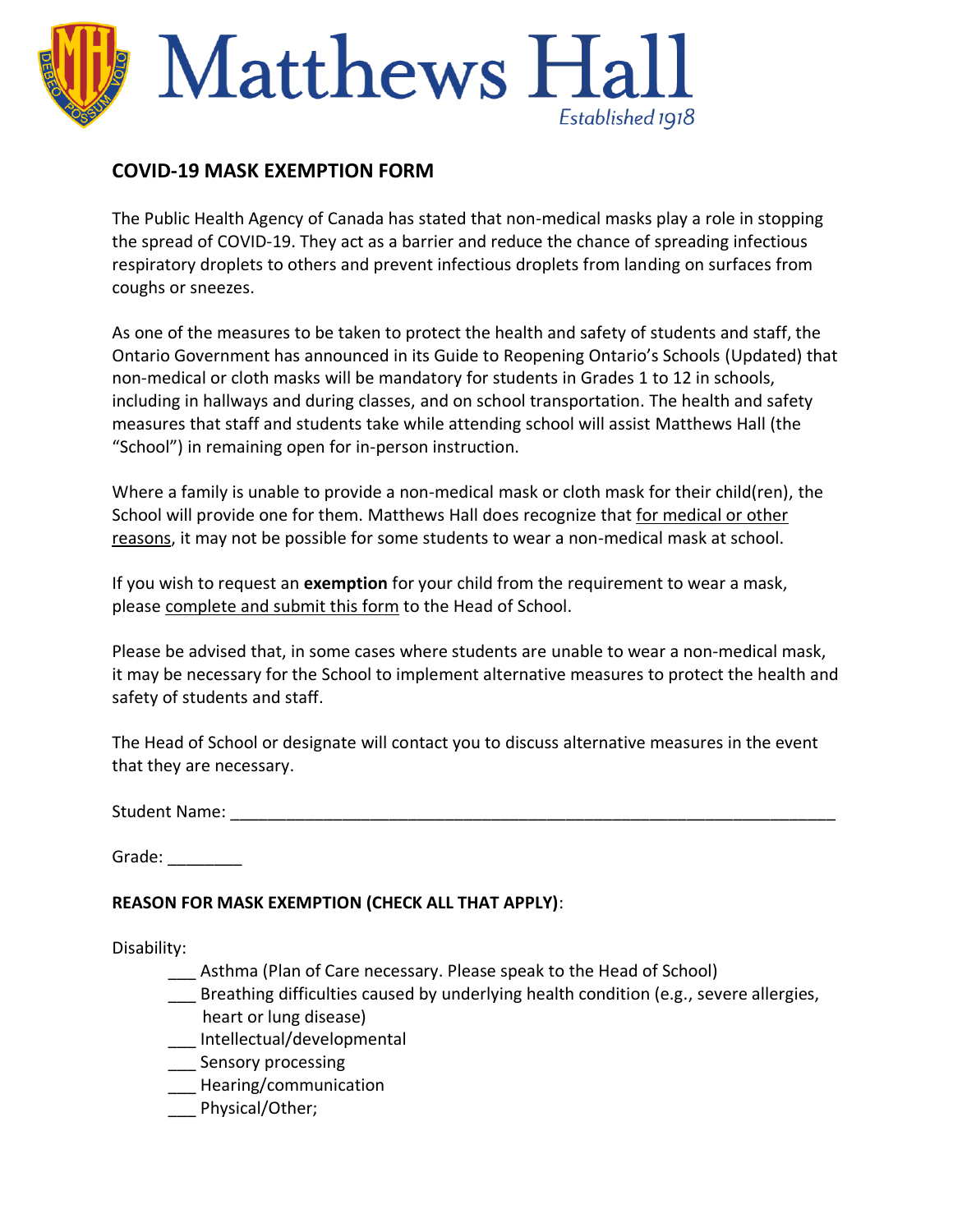# Matthews Hall

*Established 1918*

## COVID-19 MASK EXEMPTION FORM

The Public Health Agency of Canada has stated that non-medical masks play a role in stopping the spread of COVID-19. They act as a barrier and reduce the chance of spreading infectious respiratory droplets to others and prevent infectious droplets from landing on surfaces from coughs or sneezes.

As one of the measures to be taken to protect the health and safety of students and staff, the Ontario Government has announced in its Guide to Reopening Ontario's Schools (Updated) that non-medical or cloth masks will be mandatory for students in Grades 1 to 12 in schools, including in hallways and during classes, and on school transportation. The health and safety measures that staff and students take while attending school will assist Matthews Hall (the "School") in remaining open for in-person instruction.

Where a family is unable to provide a non-medical mask or cloth mask for their child(ren), the School will provide one for them. Matthews Hall does recognize that <u>for medical or other reasons</u>, it may not be possible for some students to wear a non-medical mask at school.

If you wish to request an **exemption** for your child from the requirement to wear a mask, please <u>complete and submit this form</u> to the Head of School.

Please be advised that, in some cases where students are unable to wear a non-medical mask, it may be necessary for the School to implement alternative measures to protect the health and safety of students and staff.

The Head of School or designate will contact you to discuss alternative measures in the event that they are necessary.

Student Name: ____________________________________________________________________

Grade: ________

**REASON FOR MASK EXEMPTION (CHECK ALL THAT APPLY)**:

Disability:

- ___ Asthma (Plan of Care necessary. Please speak to the Head of School)
- ___ Breathing difficulties caused by underlying health condition (e.g., severe allergies, heart or lung disease)
- ___ Intellectual/developmental
- ___ Sensory processing
- ___ Hearing/communication
- ___ Physical/Other;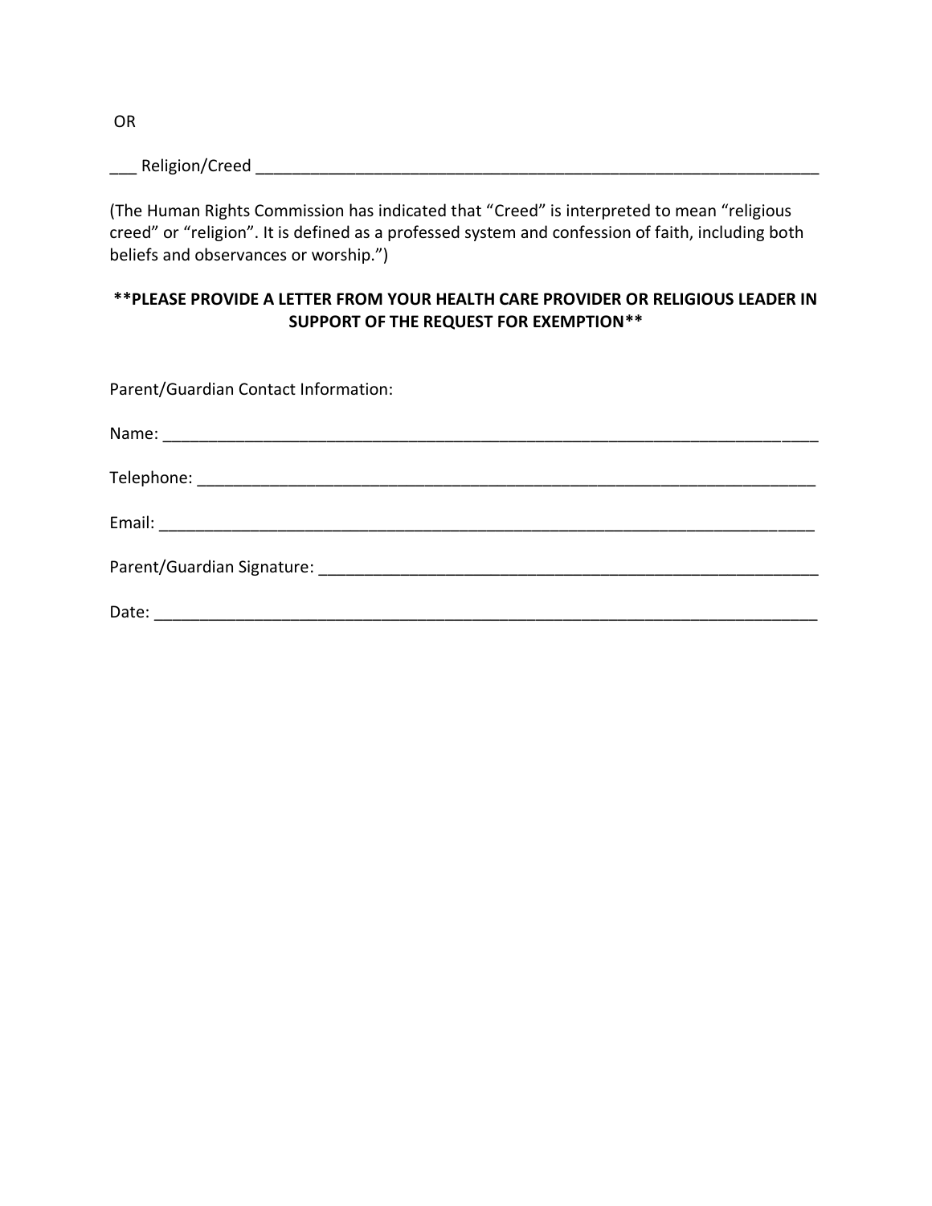OR

___ Religion/Creed ________________________________________________________________

(The Human Rights Commission has indicated that "Creed" is interpreted to mean "religious creed" or "religion". It is defined as a professed system and confession of faith, including both beliefs and observances or worship.")

**\*\*PLEASE PROVIDE A LETTER FROM YOUR HEALTH CARE PROVIDER OR RELIGIOUS LEADER IN SUPPORT OF THE REQUEST FOR EXEMPTION\*\***

Parent/Guardian Contact Information:

Name: ____________________________________________________________________________

Telephone: ________________________________________________________________________

Email: ____________________________________________________________________________

Parent/Guardian Signature: ___________________________________________________________

Date: _____________________________________________________________________________